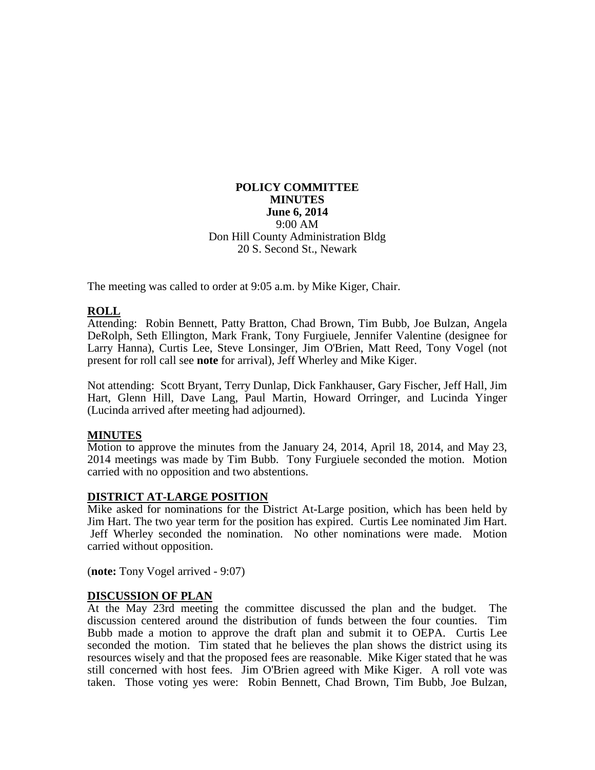**POLICY COMMITTEE**
**MINUTES**
**June 6, 2014**
9:00 AM
Don Hill County Administration Bldg
20 S. Second St., Newark

The meeting was called to order at 9:05 a.m. by Mike Kiger, Chair.

## ROLL

Attending: Robin Bennett, Patty Bratton, Chad Brown, Tim Bubb, Joe Bulzan, Angela DeRolph, Seth Ellington, Mark Frank, Tony Furgiuele, Jennifer Valentine (designee for Larry Hanna), Curtis Lee, Steve Lonsinger, Jim O'Brien, Matt Reed, Tony Vogel (not present for roll call see **note** for arrival), Jeff Wherley and Mike Kiger.

Not attending: Scott Bryant, Terry Dunlap, Dick Fankhauser, Gary Fischer, Jeff Hall, Jim Hart, Glenn Hill, Dave Lang, Paul Martin, Howard Orringer, and Lucinda Yinger (Lucinda arrived after meeting had adjourned).

## MINUTES

Motion to approve the minutes from the January 24, 2014, April 18, 2014, and May 23, 2014 meetings was made by Tim Bubb. Tony Furgiuele seconded the motion. Motion carried with no opposition and two abstentions.

## DISTRICT AT-LARGE POSITION

Mike asked for nominations for the District At-Large position, which has been held by Jim Hart. The two year term for the position has expired. Curtis Lee nominated Jim Hart. Jeff Wherley seconded the nomination. No other nominations were made. Motion carried without opposition.

(**note:** Tony Vogel arrived - 9:07)

## DISCUSSION OF PLAN

At the May 23rd meeting the committee discussed the plan and the budget. The discussion centered around the distribution of funds between the four counties. Tim Bubb made a motion to approve the draft plan and submit it to OEPA. Curtis Lee seconded the motion. Tim stated that he believes the plan shows the district using its resources wisely and that the proposed fees are reasonable. Mike Kiger stated that he was still concerned with host fees. Jim O'Brien agreed with Mike Kiger. A roll vote was taken. Those voting yes were: Robin Bennett, Chad Brown, Tim Bubb, Joe Bulzan,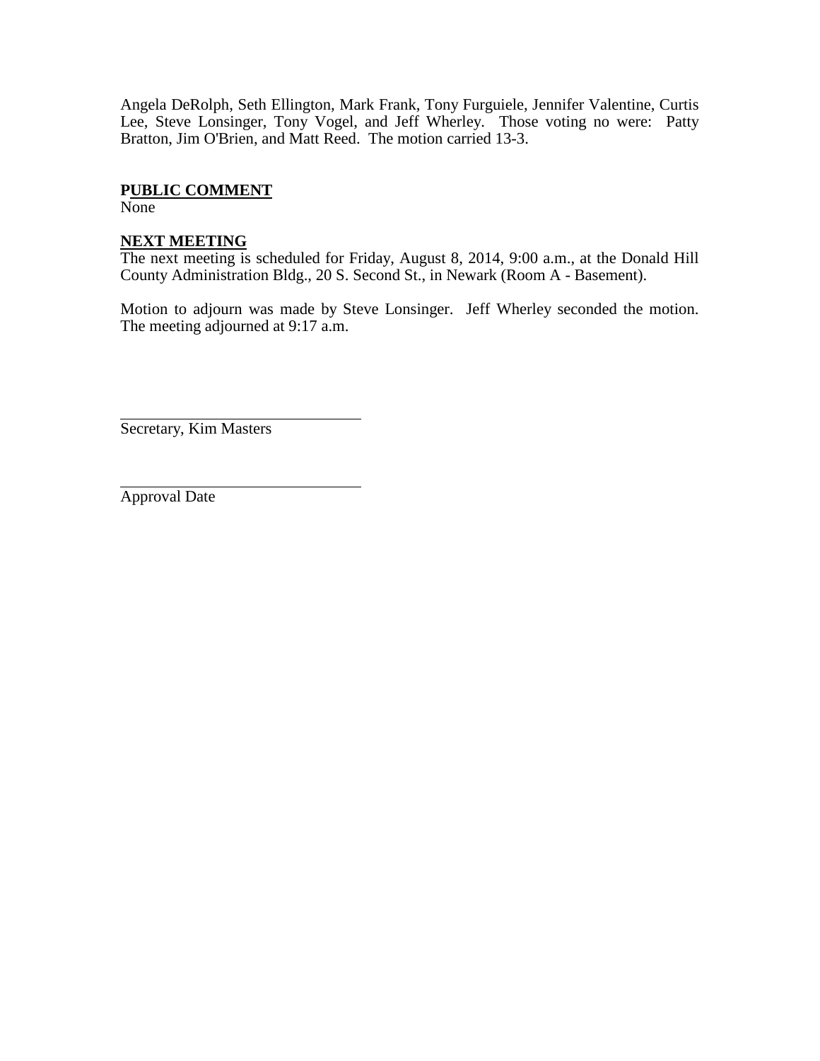Angela DeRolph, Seth Ellington, Mark Frank, Tony Furguiele, Jennifer Valentine, Curtis Lee, Steve Lonsinger, Tony Vogel, and Jeff Wherley. Those voting no were: Patty Bratton, Jim O'Brien, and Matt Reed. The motion carried 13-3.

**PUBLIC COMMENT**

None

**NEXT MEETING**

The next meeting is scheduled for Friday, August 8, 2014, 9:00 a.m., at the Donald Hill County Administration Bldg., 20 S. Second St., in Newark (Room A - Basement).

Motion to adjourn was made by Steve Lonsinger. Jeff Wherley seconded the motion. The meeting adjourned at 9:17 a.m.

\_\_\_\_\_\_\_\_\_\_\_\_\_\_\_\_\_\_\_\_\_\_\_\_\_\_\_\_\_\_

Secretary, Kim Masters

\_\_\_\_\_\_\_\_\_\_\_\_\_\_\_\_\_\_\_\_\_\_\_\_\_\_\_\_\_\_

Approval Date